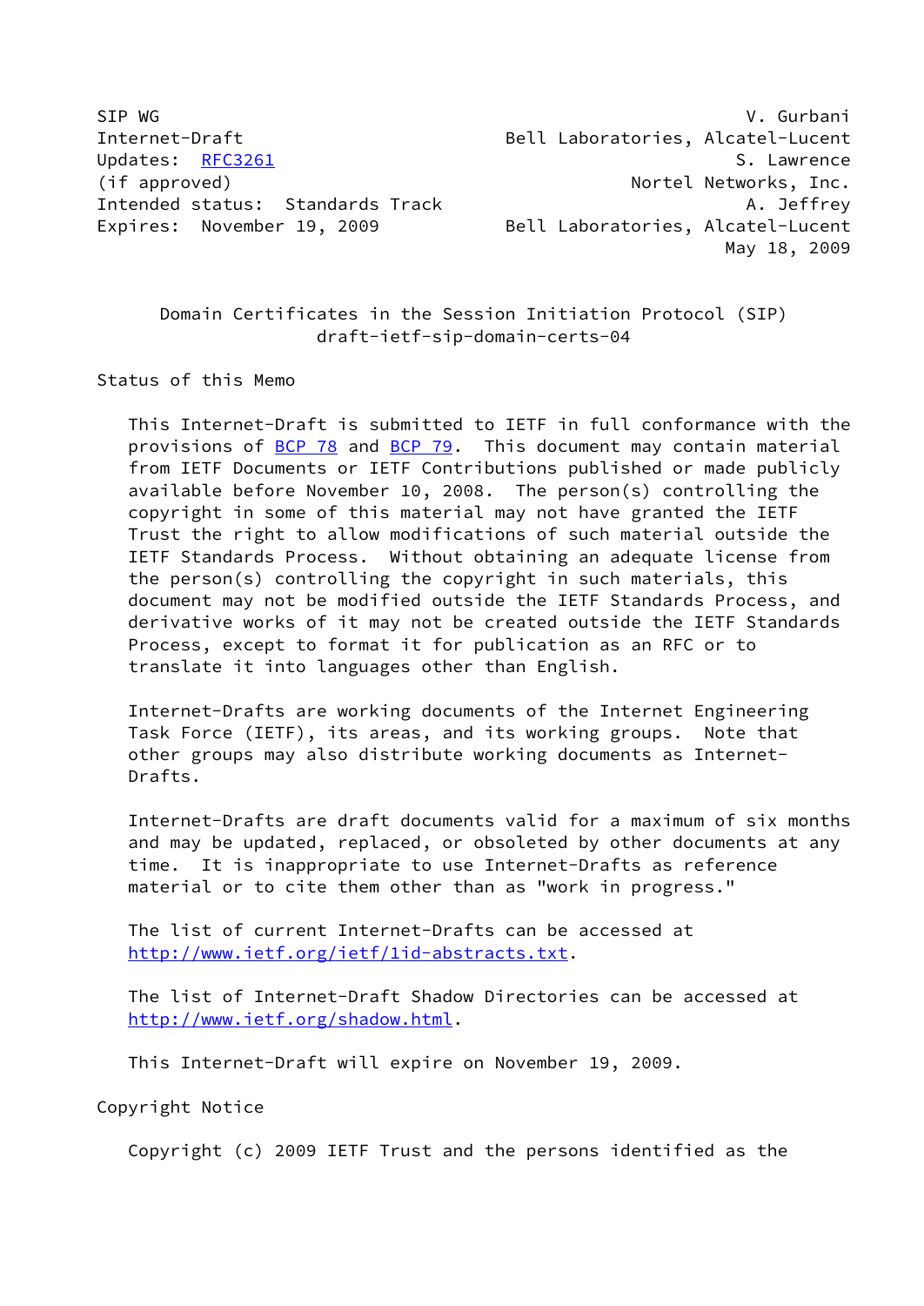```
SIP WG                                                        V. Gurbani
Internet-Draft                         Bell Laboratories, Alcatel-Lucent
Updates:  RFC3261                                            S. Lawrence
(if approved)                                        Nortel Networks, Inc.
Intended status:  Standards Track                              A. Jeffrey
Expires:  November 19, 2009            Bell Laboratories, Alcatel-Lucent
                                                            May 18, 2009
```

# Domain Certificates in the Session Initiation Protocol (SIP)
## draft-ietf-sip-domain-certs-04

## Status of this Memo

This Internet-Draft is submitted to IETF in full conformance with the provisions of BCP 78 and BCP 79. This document may contain material from IETF Documents or IETF Contributions published or made publicly available before November 10, 2008. The person(s) controlling the copyright in some of this material may not have granted the IETF Trust the right to allow modifications of such material outside the IETF Standards Process. Without obtaining an adequate license from the person(s) controlling the copyright in such materials, this document may not be modified outside the IETF Standards Process, and derivative works of it may not be created outside the IETF Standards Process, except to format it for publication as an RFC or to translate it into languages other than English.

Internet-Drafts are working documents of the Internet Engineering Task Force (IETF), its areas, and its working groups. Note that other groups may also distribute working documents as Internet-Drafts.

Internet-Drafts are draft documents valid for a maximum of six months and may be updated, replaced, or obsoleted by other documents at any time. It is inappropriate to use Internet-Drafts as reference material or to cite them other than as "work in progress."

The list of current Internet-Drafts can be accessed at http://www.ietf.org/ietf/1id-abstracts.txt.

The list of Internet-Draft Shadow Directories can be accessed at http://www.ietf.org/shadow.html.

This Internet-Draft will expire on November 19, 2009.

## Copyright Notice

Copyright (c) 2009 IETF Trust and the persons identified as the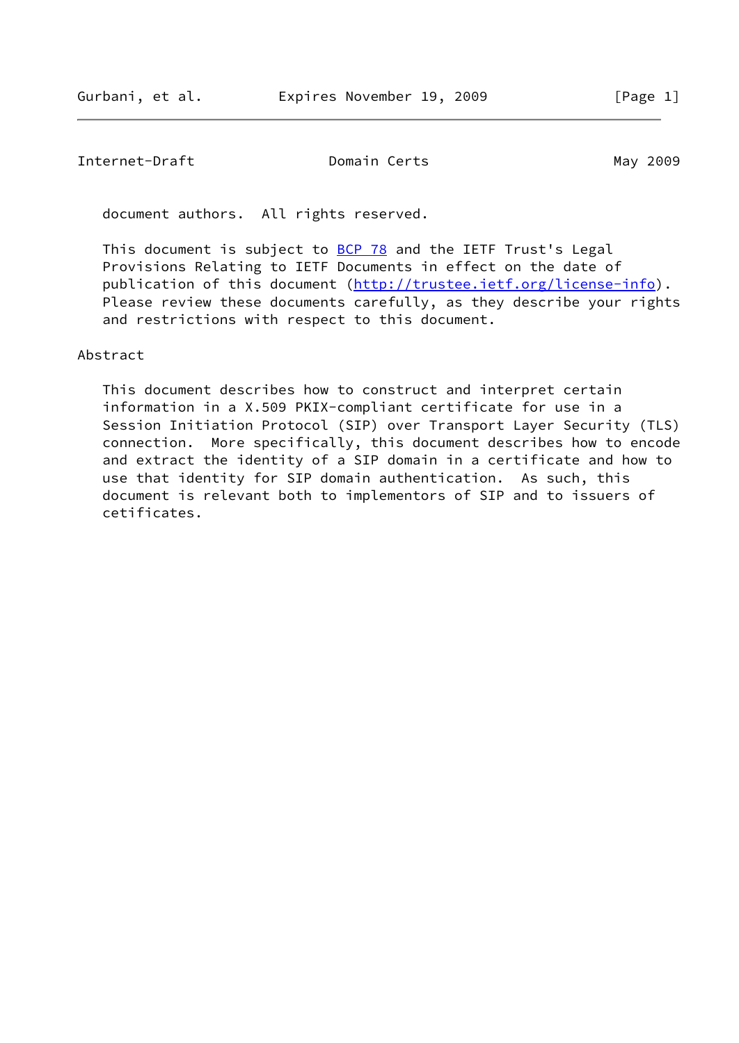document authors. All rights reserved.

This document is subject to BCP 78 and the IETF Trust's Legal Provisions Relating to IETF Documents in effect on the date of publication of this document (http://trustee.ietf.org/license-info). Please review these documents carefully, as they describe your rights and restrictions with respect to this document.

## Abstract

This document describes how to construct and interpret certain information in a X.509 PKIX-compliant certificate for use in a Session Initiation Protocol (SIP) over Transport Layer Security (TLS) connection. More specifically, this document describes how to encode and extract the identity of a SIP domain in a certificate and how to use that identity for SIP domain authentication. As such, this document is relevant both to implementors of SIP and to issuers of cetificates.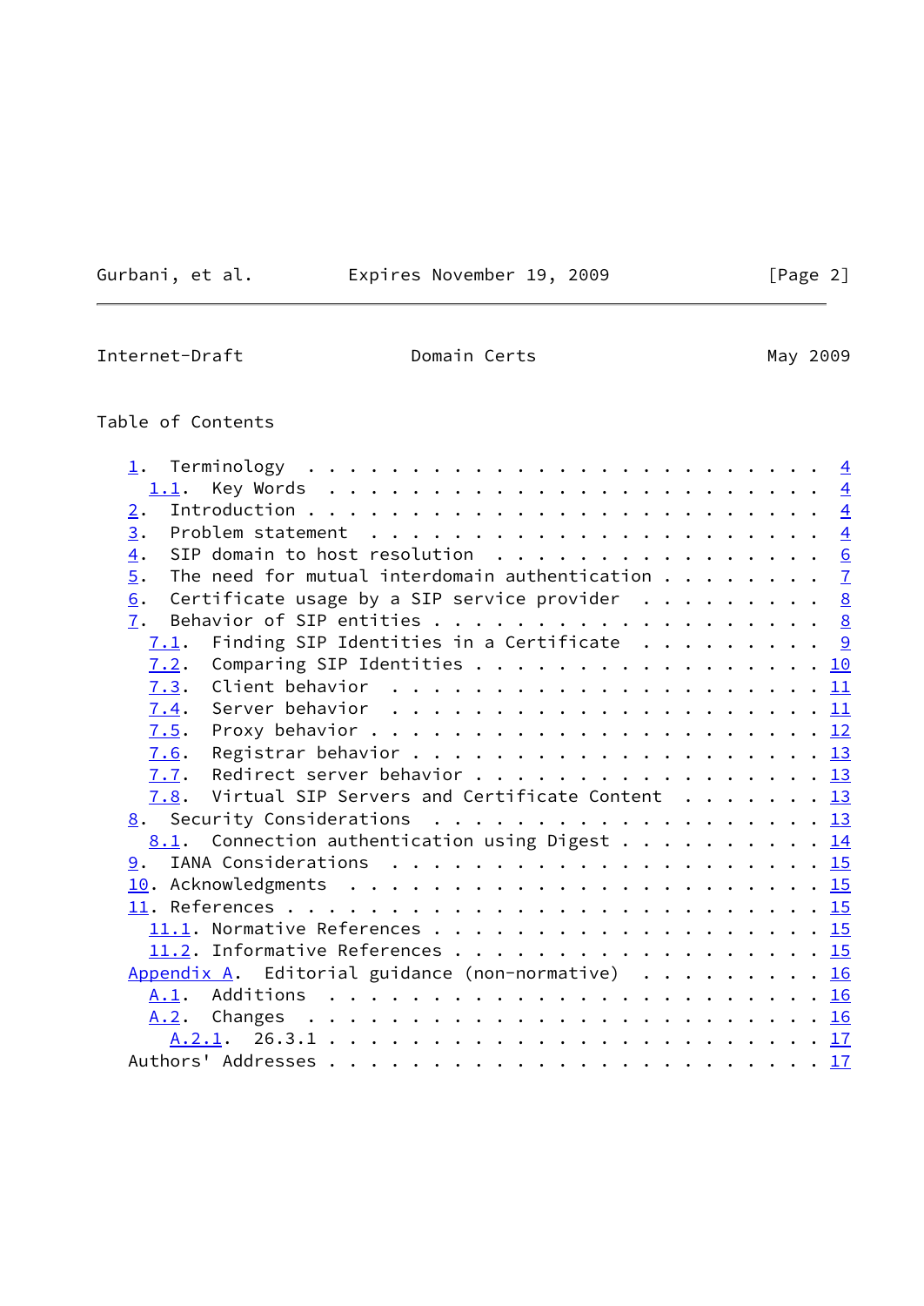Table of Contents

1. Terminology . . . . . . . . . . . . . . . . . . . . . . . . . 4
   1.1. Key Words . . . . . . . . . . . . . . . . . . . . . . . . 4
2. Introduction . . . . . . . . . . . . . . . . . . . . . . . . . 4
3. Problem statement . . . . . . . . . . . . . . . . . . . . . . 4
4. SIP domain to host resolution . . . . . . . . . . . . . . . . 6
5. The need for mutual interdomain authentication . . . . . . . . 7
6. Certificate usage by a SIP service provider . . . . . . . . . 8
7. Behavior of SIP entities . . . . . . . . . . . . . . . . . . . 8
   7.1. Finding SIP Identities in a Certificate . . . . . . . . . 9
   7.2. Comparing SIP Identities . . . . . . . . . . . . . . . . . 10
   7.3. Client behavior . . . . . . . . . . . . . . . . . . . . . 11
   7.4. Server behavior . . . . . . . . . . . . . . . . . . . . . 11
   7.5. Proxy behavior . . . . . . . . . . . . . . . . . . . . . . 12
   7.6. Registrar behavior . . . . . . . . . . . . . . . . . . . . 13
   7.7. Redirect server behavior . . . . . . . . . . . . . . . . . 13
   7.8. Virtual SIP Servers and Certificate Content . . . . . . . 13
8. Security Considerations . . . . . . . . . . . . . . . . . . . 13
   8.1. Connection authentication using Digest . . . . . . . . . . 14
9. IANA Considerations . . . . . . . . . . . . . . . . . . . . . 15
10. Acknowledgments . . . . . . . . . . . . . . . . . . . . . . . 15
11. References . . . . . . . . . . . . . . . . . . . . . . . . . . 15
   11.1. Normative References . . . . . . . . . . . . . . . . . . 15
   11.2. Informative References . . . . . . . . . . . . . . . . . 15
Appendix A. Editorial guidance (non-normative) . . . . . . . . . 16
   A.1. Additions . . . . . . . . . . . . . . . . . . . . . . . . 16
   A.2. Changes . . . . . . . . . . . . . . . . . . . . . . . . . 16
      A.2.1. 26.3.1 . . . . . . . . . . . . . . . . . . . . . . . 17
Authors' Addresses . . . . . . . . . . . . . . . . . . . . . . . . 17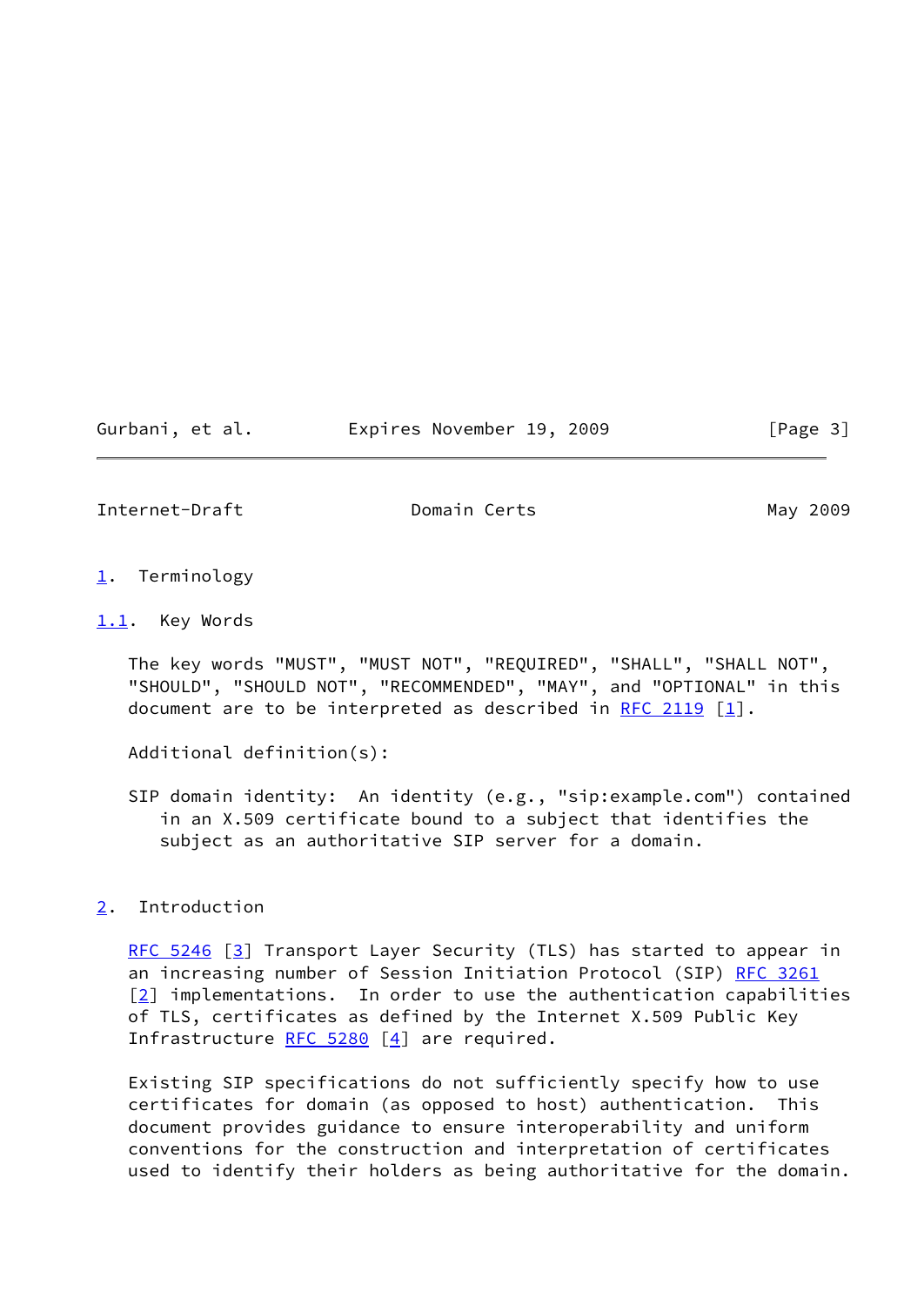# 1. Terminology

## 1.1. Key Words

The key words "MUST", "MUST NOT", "REQUIRED", "SHALL", "SHALL NOT", "SHOULD", "SHOULD NOT", "RECOMMENDED", "MAY", and "OPTIONAL" in this document are to be interpreted as described in RFC 2119 [1].

Additional definition(s):

SIP domain identity: An identity (e.g., "sip:example.com") contained in an X.509 certificate bound to a subject that identifies the subject as an authoritative SIP server for a domain.

# 2. Introduction

RFC 5246 [3] Transport Layer Security (TLS) has started to appear in an increasing number of Session Initiation Protocol (SIP) RFC 3261 [2] implementations. In order to use the authentication capabilities of TLS, certificates as defined by the Internet X.509 Public Key Infrastructure RFC 5280 [4] are required.

Existing SIP specifications do not sufficiently specify how to use certificates for domain (as opposed to host) authentication. This document provides guidance to ensure interoperability and uniform conventions for the construction and interpretation of certificates used to identify their holders as being authoritative for the domain.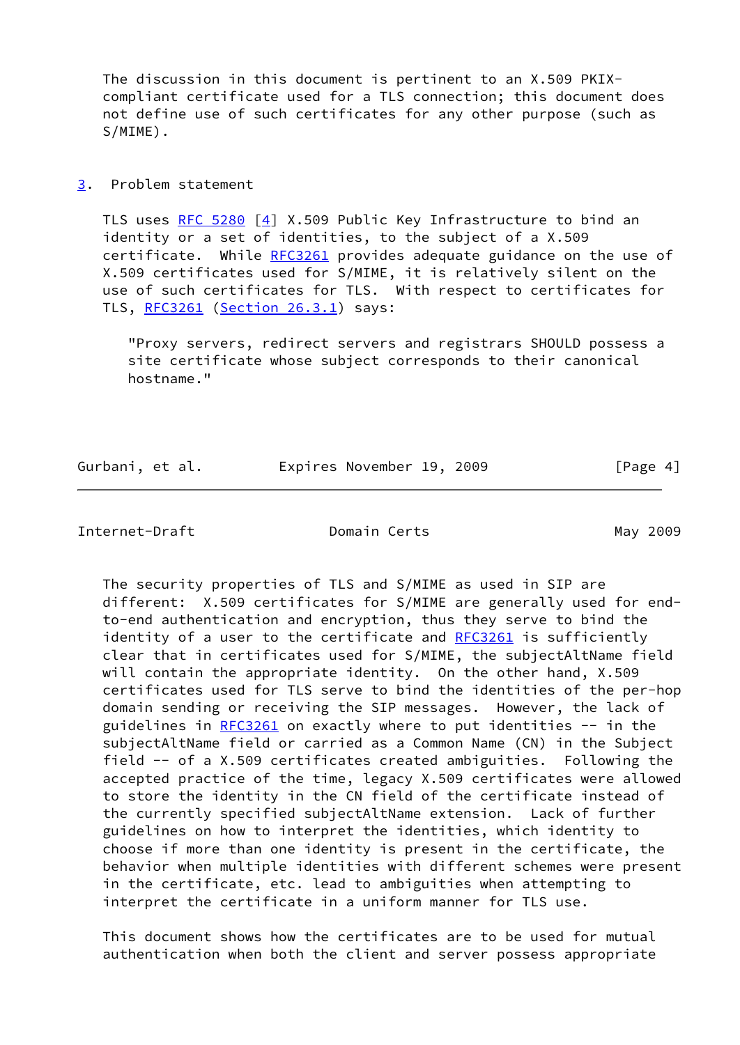The discussion in this document is pertinent to an X.509 PKIX-compliant certificate used for a TLS connection; this document does not define use of such certificates for any other purpose (such as S/MIME).

## 3. Problem statement

TLS uses RFC 5280 [4] X.509 Public Key Infrastructure to bind an identity or a set of identities, to the subject of a X.509 certificate. While RFC3261 provides adequate guidance on the use of X.509 certificates used for S/MIME, it is relatively silent on the use of such certificates for TLS. With respect to certificates for TLS, RFC3261 (Section 26.3.1) says:

> "Proxy servers, redirect servers and registrars SHOULD possess a site certificate whose subject corresponds to their canonical hostname."

The security properties of TLS and S/MIME as used in SIP are different: X.509 certificates for S/MIME are generally used for end-to-end authentication and encryption, thus they serve to bind the identity of a user to the certificate and RFC3261 is sufficiently clear that in certificates used for S/MIME, the subjectAltName field will contain the appropriate identity. On the other hand, X.509 certificates used for TLS serve to bind the identities of the per-hop domain sending or receiving the SIP messages. However, the lack of guidelines in RFC3261 on exactly where to put identities -- in the subjectAltName field or carried as a Common Name (CN) in the Subject field -- of a X.509 certificates created ambiguities. Following the accepted practice of the time, legacy X.509 certificates were allowed to store the identity in the CN field of the certificate instead of the currently specified subjectAltName extension. Lack of further guidelines on how to interpret the identities, which identity to choose if more than one identity is present in the certificate, the behavior when multiple identities with different schemes were present in the certificate, etc. lead to ambiguities when attempting to interpret the certificate in a uniform manner for TLS use.

This document shows how the certificates are to be used for mutual authentication when both the client and server possess appropriate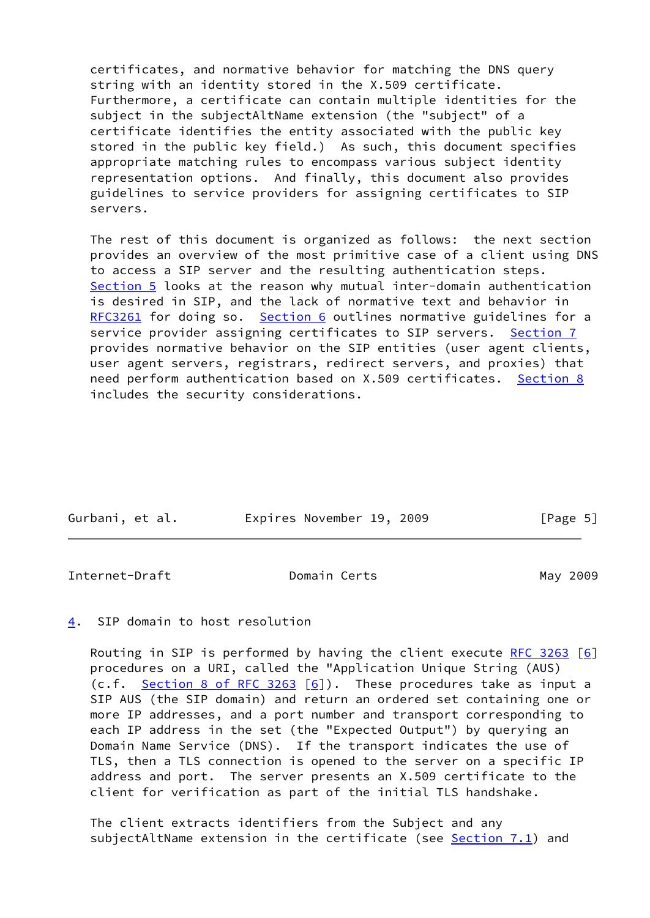certificates, and normative behavior for matching the DNS query string with an identity stored in the X.509 certificate. Furthermore, a certificate can contain multiple identities for the subject in the subjectAltName extension (the "subject" of a certificate identifies the entity associated with the public key stored in the public key field.) As such, this document specifies appropriate matching rules to encompass various subject identity representation options. And finally, this document also provides guidelines to service providers for assigning certificates to SIP servers.

The rest of this document is organized as follows: the next section provides an overview of the most primitive case of a client using DNS to access a SIP server and the resulting authentication steps. Section 5 looks at the reason why mutual inter-domain authentication is desired in SIP, and the lack of normative text and behavior in RFC3261 for doing so. Section 6 outlines normative guidelines for a service provider assigning certificates to SIP servers. Section 7 provides normative behavior on the SIP entities (user agent clients, user agent servers, registrars, redirect servers, and proxies) that need perform authentication based on X.509 certificates. Section 8 includes the security considerations.

## 4. SIP domain to host resolution

Routing in SIP is performed by having the client execute RFC 3263 [6] procedures on a URI, called the "Application Unique String (AUS) (c.f. Section 8 of RFC 3263 [6]). These procedures take as input a SIP AUS (the SIP domain) and return an ordered set containing one or more IP addresses, and a port number and transport corresponding to each IP address in the set (the "Expected Output") by querying an Domain Name Service (DNS). If the transport indicates the use of TLS, then a TLS connection is opened to the server on a specific IP address and port. The server presents an X.509 certificate to the client for verification as part of the initial TLS handshake.

The client extracts identifiers from the Subject and any subjectAltName extension in the certificate (see Section 7.1) and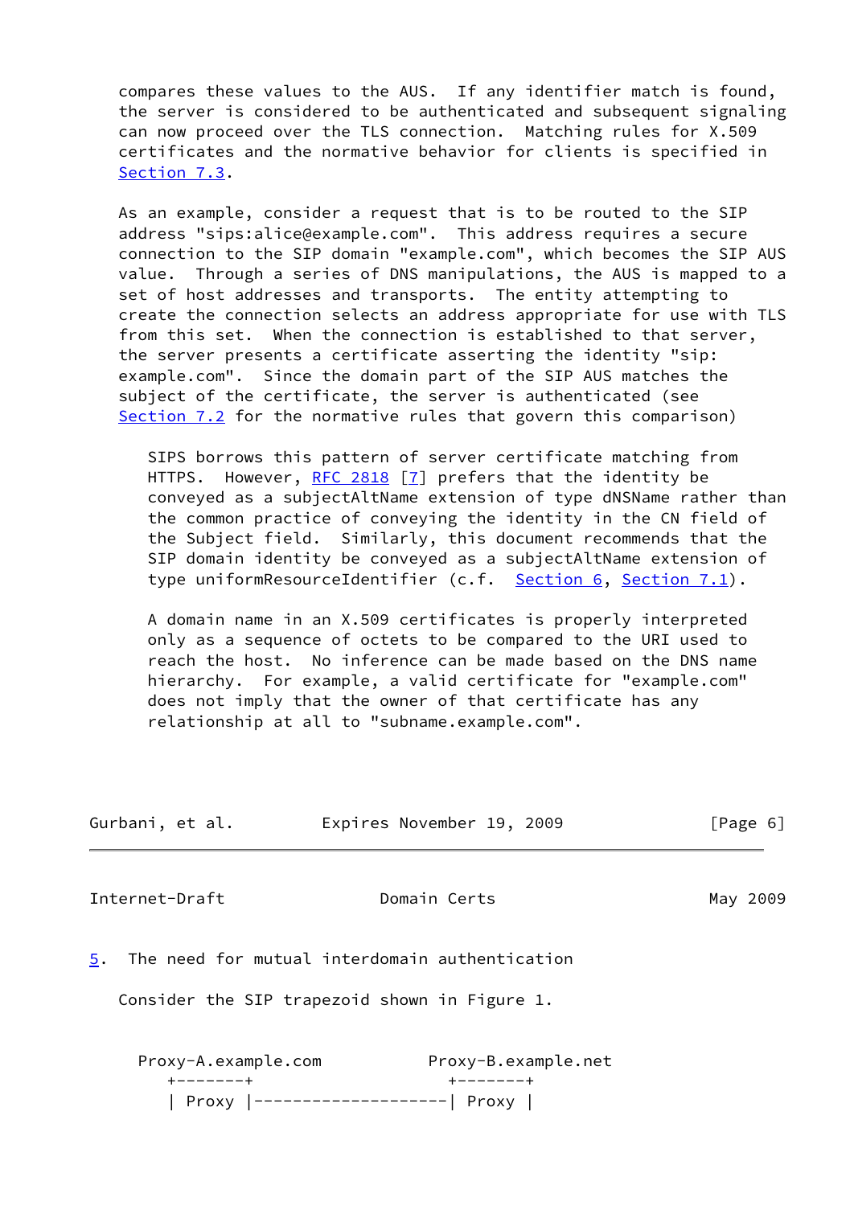compares these values to the AUS. If any identifier match is found, the server is considered to be authenticated and subsequent signaling can now proceed over the TLS connection. Matching rules for X.509 certificates and the normative behavior for clients is specified in Section 7.3.

As an example, consider a request that is to be routed to the SIP address "sips:alice@example.com". This address requires a secure connection to the SIP domain "example.com", which becomes the SIP AUS value. Through a series of DNS manipulations, the AUS is mapped to a set of host addresses and transports. The entity attempting to create the connection selects an address appropriate for use with TLS from this set. When the connection is established to that server, the server presents a certificate asserting the identity "sip:example.com". Since the domain part of the SIP AUS matches the subject of the certificate, the server is authenticated (see Section 7.2 for the normative rules that govern this comparison)

> SIPS borrows this pattern of server certificate matching from HTTPS. However, RFC 2818 [7] prefers that the identity be conveyed as a subjectAltName extension of type dNSName rather than the common practice of conveying the identity in the CN field of the Subject field. Similarly, this document recommends that the SIP domain identity be conveyed as a subjectAltName extension of type uniformResourceIdentifier (c.f. Section 6, Section 7.1).
>
> A domain name in an X.509 certificates is properly interpreted only as a sequence of octets to be compared to the URI used to reach the host. No inference can be made based on the DNS name hierarchy. For example, a valid certificate for "example.com" does not imply that the owner of that certificate has any relationship at all to "subname.example.com".

## 5. The need for mutual interdomain authentication

Consider the SIP trapezoid shown in Figure 1.

```
 Proxy-A.example.com          Proxy-B.example.net
    +-------+                    +-------+
    | Proxy |--------------------| Proxy |
```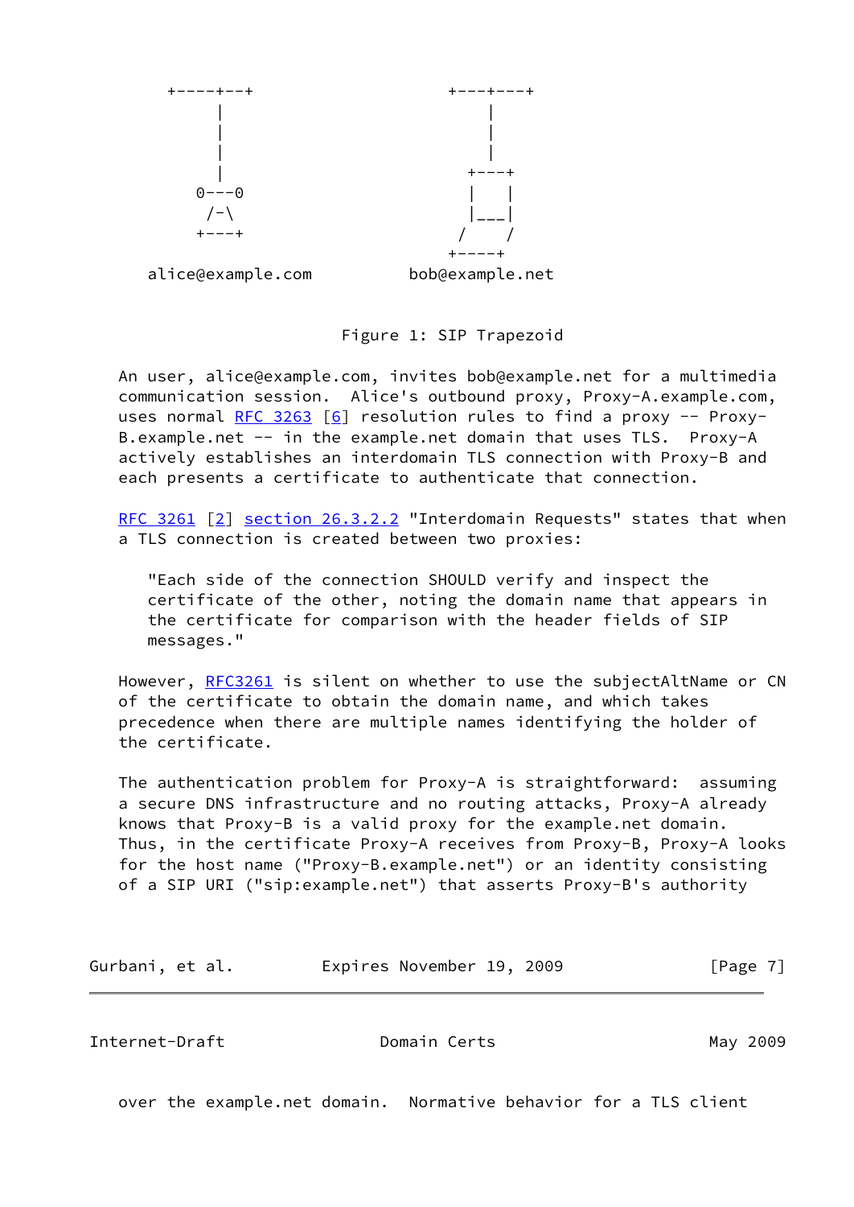```
      +----+--+                    +---+---+
          |                            |
          |                            |
          |                            |
          |                          +---+
        0---0                        |   |
         /-\                         |___|
        +---+                       /    /
                                   +----+
   alice@example.com         bob@example.net
```

Figure 1: SIP Trapezoid

An user, alice@example.com, invites bob@example.net for a multimedia communication session. Alice's outbound proxy, Proxy-A.example.com, uses normal RFC 3263 [6] resolution rules to find a proxy -- Proxy-B.example.net -- in the example.net domain that uses TLS. Proxy-A actively establishes an interdomain TLS connection with Proxy-B and each presents a certificate to authenticate that connection.

RFC 3261 [2] section 26.3.2.2 "Interdomain Requests" states that when a TLS connection is created between two proxies:

> "Each side of the connection SHOULD verify and inspect the certificate of the other, noting the domain name that appears in the certificate for comparison with the header fields of SIP messages."

However, RFC3261 is silent on whether to use the subjectAltName or CN of the certificate to obtain the domain name, and which takes precedence when there are multiple names identifying the holder of the certificate.

The authentication problem for Proxy-A is straightforward: assuming a secure DNS infrastructure and no routing attacks, Proxy-A already knows that Proxy-B is a valid proxy for the example.net domain. Thus, in the certificate Proxy-A receives from Proxy-B, Proxy-A looks for the host name ("Proxy-B.example.net") or an identity consisting of a SIP URI ("sip:example.net") that asserts Proxy-B's authority over the example.net domain. Normative behavior for a TLS client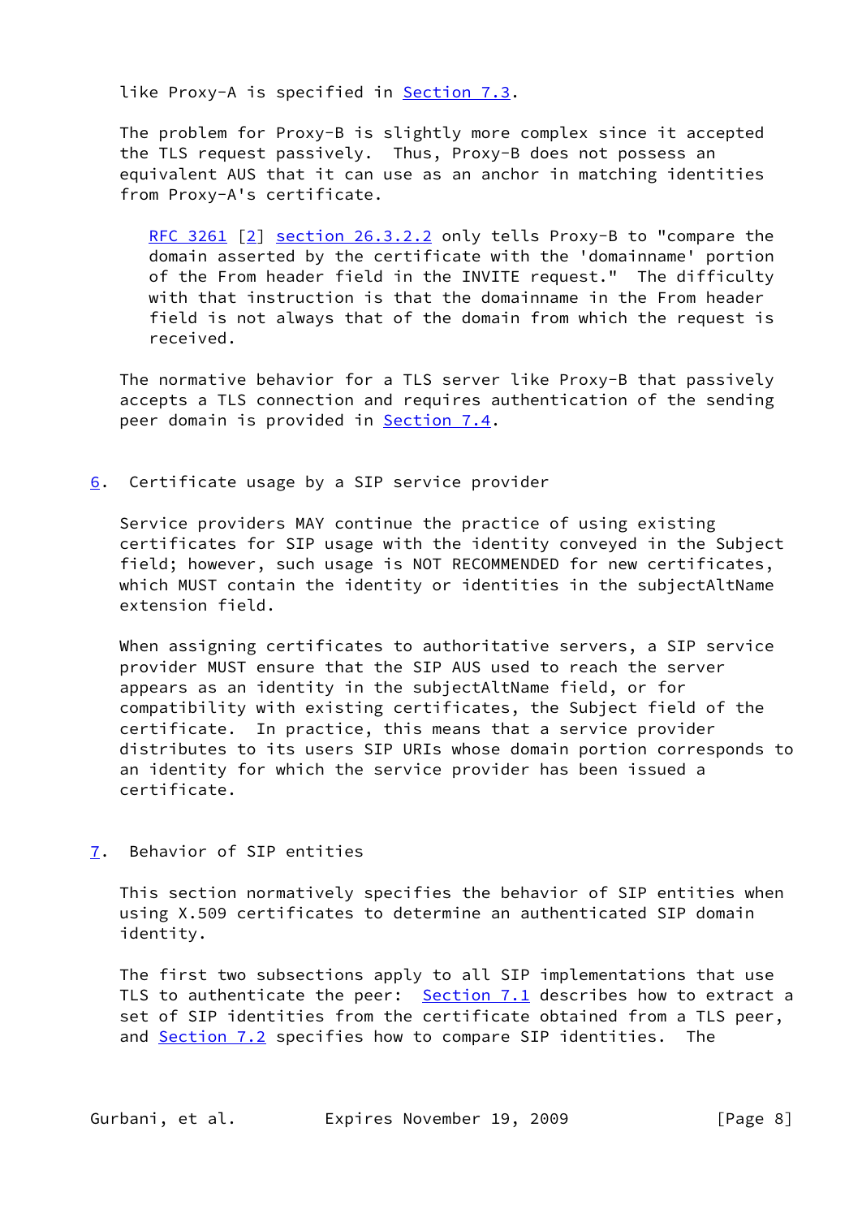like Proxy-A is specified in Section 7.3.

The problem for Proxy-B is slightly more complex since it accepted the TLS request passively. Thus, Proxy-B does not possess an equivalent AUS that it can use as an anchor in matching identities from Proxy-A's certificate.

> RFC 3261 [2] section 26.3.2.2 only tells Proxy-B to "compare the domain asserted by the certificate with the 'domainname' portion of the From header field in the INVITE request." The difficulty with that instruction is that the domainname in the From header field is not always that of the domain from which the request is received.

The normative behavior for a TLS server like Proxy-B that passively accepts a TLS connection and requires authentication of the sending peer domain is provided in Section 7.4.

## 6. Certificate usage by a SIP service provider

Service providers MAY continue the practice of using existing certificates for SIP usage with the identity conveyed in the Subject field; however, such usage is NOT RECOMMENDED for new certificates, which MUST contain the identity or identities in the subjectAltName extension field.

When assigning certificates to authoritative servers, a SIP service provider MUST ensure that the SIP AUS used to reach the server appears as an identity in the subjectAltName field, or for compatibility with existing certificates, the Subject field of the certificate. In practice, this means that a service provider distributes to its users SIP URIs whose domain portion corresponds to an identity for which the service provider has been issued a certificate.

## 7. Behavior of SIP entities

This section normatively specifies the behavior of SIP entities when using X.509 certificates to determine an authenticated SIP domain identity.

The first two subsections apply to all SIP implementations that use TLS to authenticate the peer: Section 7.1 describes how to extract a set of SIP identities from the certificate obtained from a TLS peer, and Section 7.2 specifies how to compare SIP identities. The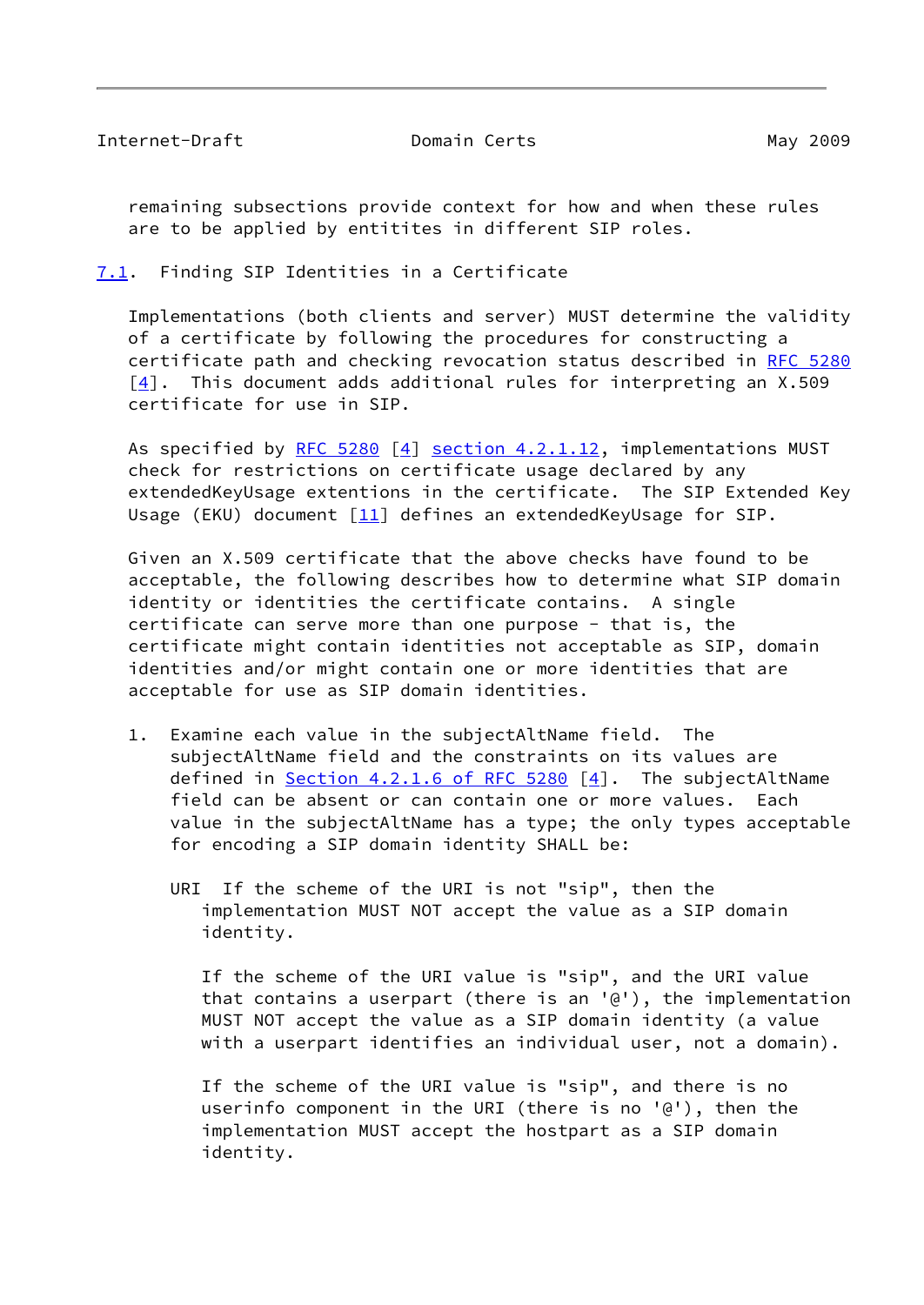remaining subsections provide context for how and when these rules are to be applied by entities in different SIP roles.

## 7.1. Finding SIP Identities in a Certificate

Implementations (both clients and server) MUST determine the validity of a certificate by following the procedures for constructing a certificate path and checking revocation status described in RFC 5280 [4]. This document adds additional rules for interpreting an X.509 certificate for use in SIP.

As specified by RFC 5280 [4] section 4.2.1.12, implementations MUST check for restrictions on certificate usage declared by any extendedKeyUsage extentions in the certificate. The SIP Extended Key Usage (EKU) document [11] defines an extendedKeyUsage for SIP.

Given an X.509 certificate that the above checks have found to be acceptable, the following describes how to determine what SIP domain identity or identities the certificate contains. A single certificate can serve more than one purpose - that is, the certificate might contain identities not acceptable as SIP, domain identities and/or might contain one or more identities that are acceptable for use as SIP domain identities.

1. Examine each value in the subjectAltName field. The subjectAltName field and the constraints on its values are defined in Section 4.2.1.6 of RFC 5280 [4]. The subjectAltName field can be absent or can contain one or more values. Each value in the subjectAltName has a type; the only types acceptable for encoding a SIP domain identity SHALL be:

   URI If the scheme of the URI is not "sip", then the implementation MUST NOT accept the value as a SIP domain identity.

   If the scheme of the URI value is "sip", and the URI value that contains a userpart (there is an '@'), the implementation MUST NOT accept the value as a SIP domain identity (a value with a userpart identifies an individual user, not a domain).

   If the scheme of the URI value is "sip", and there is no userinfo component in the URI (there is no '@'), then the implementation MUST accept the hostpart as a SIP domain identity.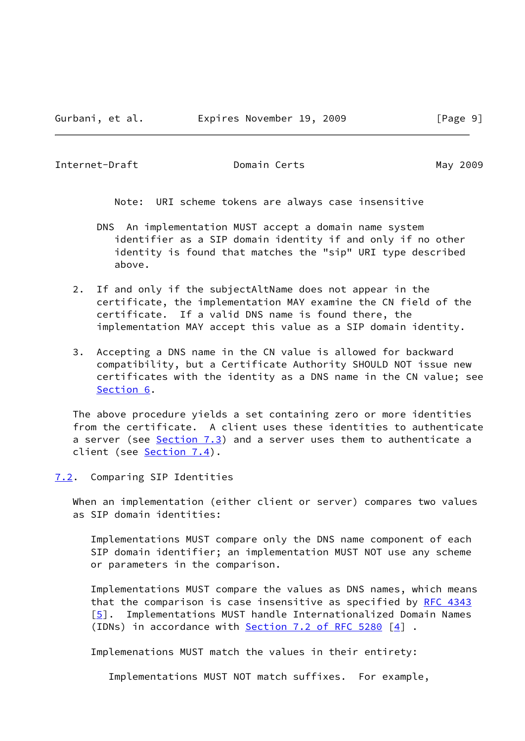Note: URI scheme tokens are always case insensitive

DNS An implementation MUST accept a domain name system identifier as a SIP domain identity if and only if no other identity is found that matches the "sip" URI type described above.

2. If and only if the subjectAltName does not appear in the certificate, the implementation MAY examine the CN field of the certificate. If a valid DNS name is found there, the implementation MAY accept this value as a SIP domain identity.

3. Accepting a DNS name in the CN value is allowed for backward compatibility, but a Certificate Authority SHOULD NOT issue new certificates with the identity as a DNS name in the CN value; see Section 6.

The above procedure yields a set containing zero or more identities from the certificate. A client uses these identities to authenticate a server (see Section 7.3) and a server uses them to authenticate a client (see Section 7.4).

## 7.2. Comparing SIP Identities

When an implementation (either client or server) compares two values as SIP domain identities:

Implementations MUST compare only the DNS name component of each SIP domain identifier; an implementation MUST NOT use any scheme or parameters in the comparison.

Implementations MUST compare the values as DNS names, which means that the comparison is case insensitive as specified by RFC 4343 [5]. Implementations MUST handle Internationalized Domain Names (IDNs) in accordance with Section 7.2 of RFC 5280 [4] .

Implemenations MUST match the values in their entirety:

Implementations MUST NOT match suffixes. For example,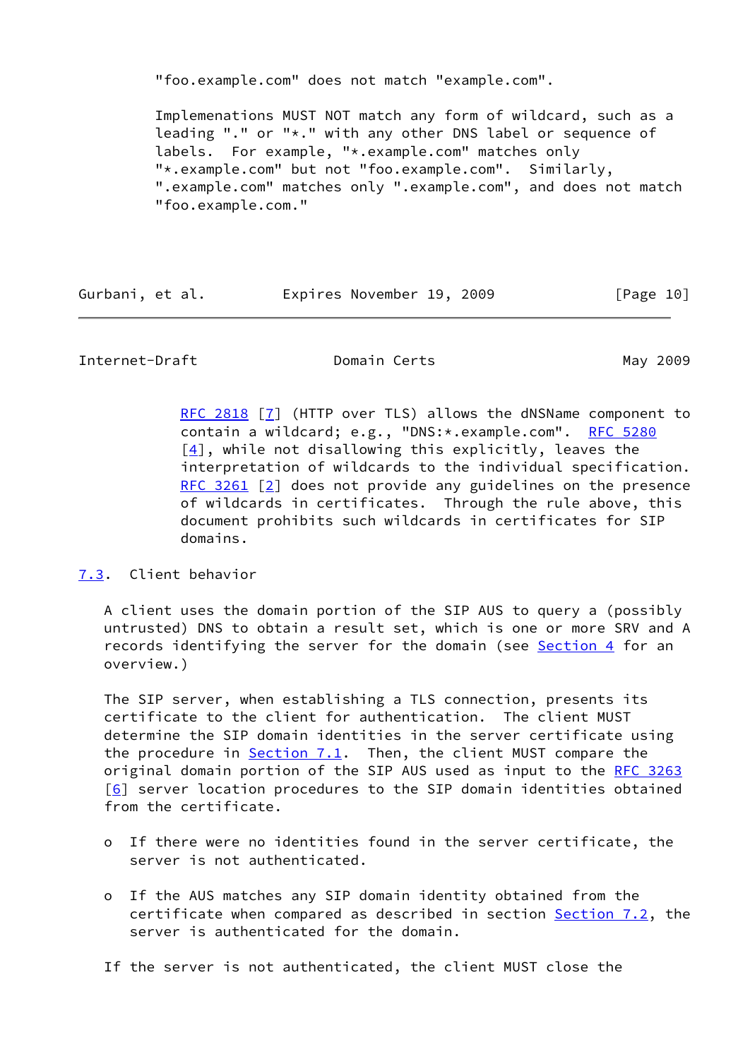"foo.example.com" does not match "example.com".

Implemenations MUST NOT match any form of wildcard, such as a leading "." or "*." with any other DNS label or sequence of labels. For example, "*.example.com" matches only "*.example.com" but not "foo.example.com". Similarly, ".example.com" matches only ".example.com", and does not match "foo.example.com."

RFC 2818 [7] (HTTP over TLS) allows the dNSName component to contain a wildcard; e.g., "DNS:*.example.com". RFC 5280 [4], while not disallowing this explicitly, leaves the interpretation of wildcards to the individual specification. RFC 3261 [2] does not provide any guidelines on the presence of wildcards in certificates. Through the rule above, this document prohibits such wildcards in certificates for SIP domains.

### 7.3. Client behavior

A client uses the domain portion of the SIP AUS to query a (possibly untrusted) DNS to obtain a result set, which is one or more SRV and A records identifying the server for the domain (see Section 4 for an overview.)

The SIP server, when establishing a TLS connection, presents its certificate to the client for authentication. The client MUST determine the SIP domain identities in the server certificate using the procedure in Section 7.1. Then, the client MUST compare the original domain portion of the SIP AUS used as input to the RFC 3263 [6] server location procedures to the SIP domain identities obtained from the certificate.

- If there were no identities found in the server certificate, the server is not authenticated.

- If the AUS matches any SIP domain identity obtained from the certificate when compared as described in section Section 7.2, the server is authenticated for the domain.

If the server is not authenticated, the client MUST close the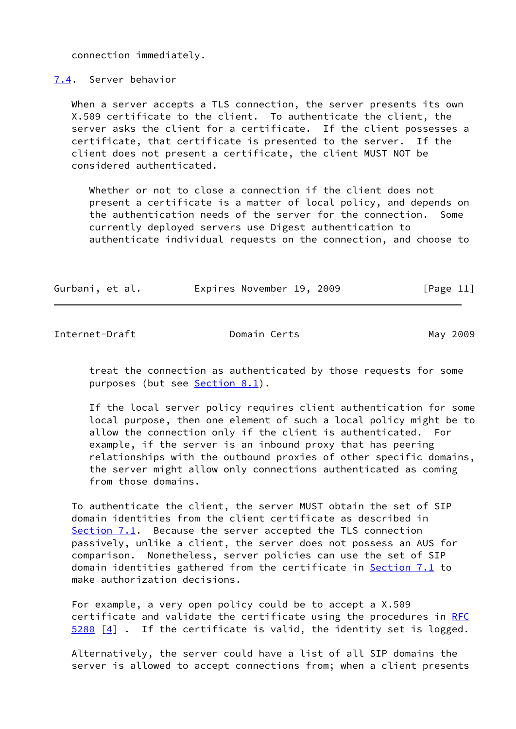connection immediately.

### 7.4. Server behavior

When a server accepts a TLS connection, the server presents its own X.509 certificate to the client. To authenticate the client, the server asks the client for a certificate. If the client possesses a certificate, that certificate is presented to the server. If the client does not present a certificate, the client MUST NOT be considered authenticated.

> Whether or not to close a connection if the client does not present a certificate is a matter of local policy, and depends on the authentication needs of the server for the connection. Some currently deployed servers use Digest authentication to authenticate individual requests on the connection, and choose to treat the connection as authenticated by those requests for some purposes (but see Section 8.1).
>
> If the local server policy requires client authentication for some local purpose, then one element of such a local policy might be to allow the connection only if the client is authenticated. For example, if the server is an inbound proxy that has peering relationships with the outbound proxies of other specific domains, the server might allow only connections authenticated as coming from those domains.

To authenticate the client, the server MUST obtain the set of SIP domain identities from the client certificate as described in Section 7.1. Because the server accepted the TLS connection passively, unlike a client, the server does not possess an AUS for comparison. Nonetheless, server policies can use the set of SIP domain identities gathered from the certificate in Section 7.1 to make authorization decisions.

For example, a very open policy could be to accept a X.509 certificate and validate the certificate using the procedures in RFC 5280 [4] . If the certificate is valid, the identity set is logged.

Alternatively, the server could have a list of all SIP domains the server is allowed to accept connections from; when a client presents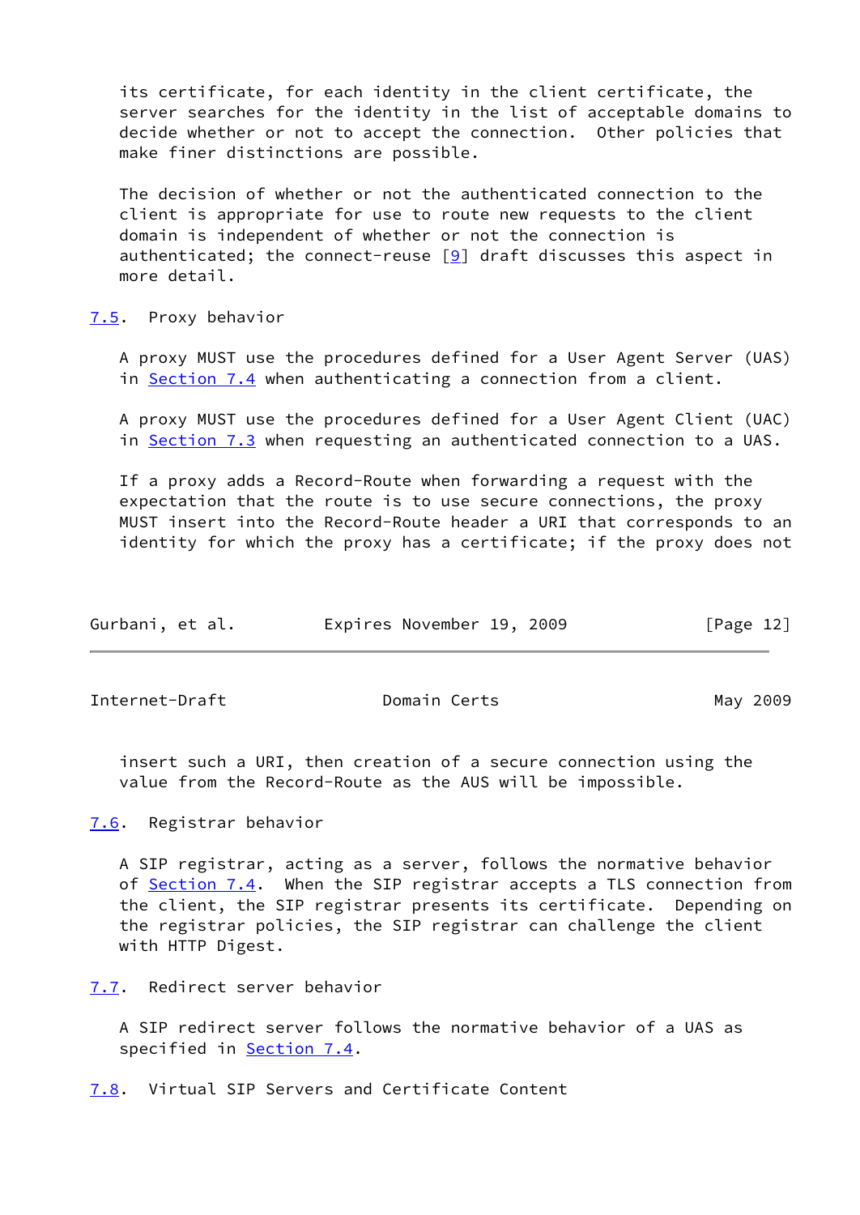its certificate, for each identity in the client certificate, the server searches for the identity in the list of acceptable domains to decide whether or not to accept the connection. Other policies that make finer distinctions are possible.

The decision of whether or not the authenticated connection to the client is appropriate for use to route new requests to the client domain is independent of whether or not the connection is authenticated; the connect-reuse [9] draft discusses this aspect in more detail.

### 7.5. Proxy behavior

A proxy MUST use the procedures defined for a User Agent Server (UAS) in Section 7.4 when authenticating a connection from a client.

A proxy MUST use the procedures defined for a User Agent Client (UAC) in Section 7.3 when requesting an authenticated connection to a UAS.

If a proxy adds a Record-Route when forwarding a request with the expectation that the route is to use secure connections, the proxy MUST insert into the Record-Route header a URI that corresponds to an identity for which the proxy has a certificate; if the proxy does not insert such a URI, then creation of a secure connection using the value from the Record-Route as the AUS will be impossible.

### 7.6. Registrar behavior

A SIP registrar, acting as a server, follows the normative behavior of Section 7.4. When the SIP registrar accepts a TLS connection from the client, the SIP registrar presents its certificate. Depending on the registrar policies, the SIP registrar can challenge the client with HTTP Digest.

### 7.7. Redirect server behavior

A SIP redirect server follows the normative behavior of a UAS as specified in Section 7.4.

### 7.8. Virtual SIP Servers and Certificate Content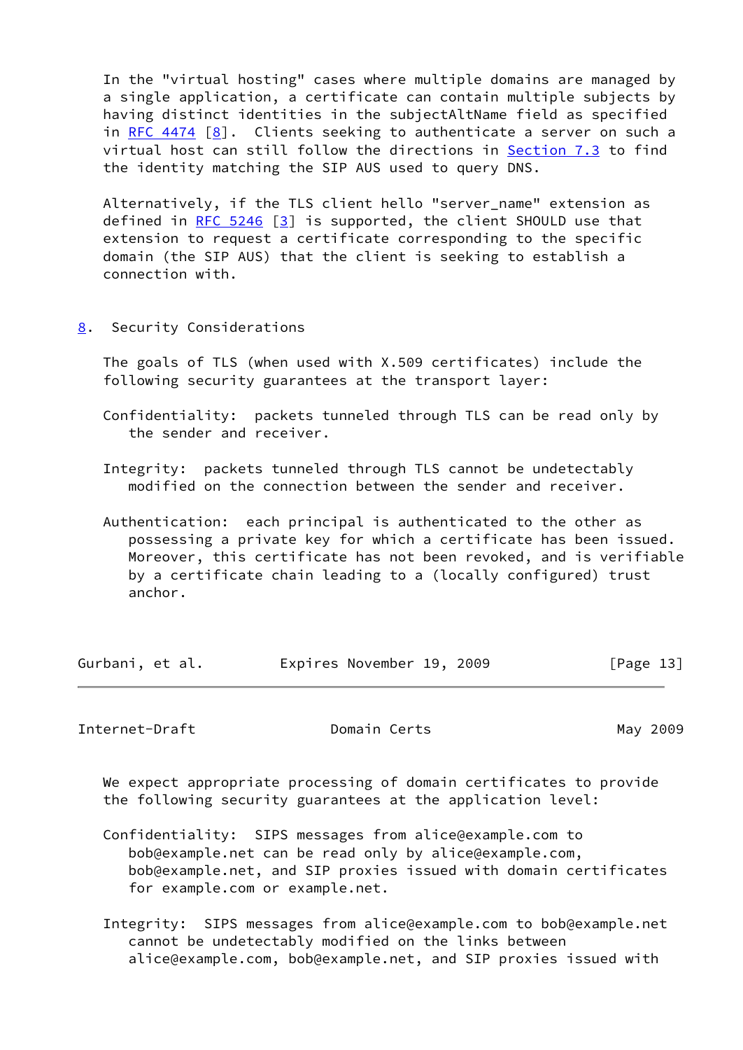In the "virtual hosting" cases where multiple domains are managed by a single application, a certificate can contain multiple subjects by having distinct identities in the subjectAltName field as specified in RFC 4474 [8]. Clients seeking to authenticate a server on such a virtual host can still follow the directions in Section 7.3 to find the identity matching the SIP AUS used to query DNS.

Alternatively, if the TLS client hello "server_name" extension as defined in RFC 5246 [3] is supported, the client SHOULD use that extension to request a certificate corresponding to the specific domain (the SIP AUS) that the client is seeking to establish a connection with.

## 8. Security Considerations

The goals of TLS (when used with X.509 certificates) include the following security guarantees at the transport layer:

Confidentiality: packets tunneled through TLS can be read only by the sender and receiver.

Integrity: packets tunneled through TLS cannot be undetectably modified on the connection between the sender and receiver.

Authentication: each principal is authenticated to the other as possessing a private key for which a certificate has been issued. Moreover, this certificate has not been revoked, and is verifiable by a certificate chain leading to a (locally configured) trust anchor.

We expect appropriate processing of domain certificates to provide the following security guarantees at the application level:

Confidentiality: SIPS messages from alice@example.com to bob@example.net can be read only by alice@example.com, bob@example.net, and SIP proxies issued with domain certificates for example.com or example.net.

Integrity: SIPS messages from alice@example.com to bob@example.net cannot be undetectably modified on the links between alice@example.com, bob@example.net, and SIP proxies issued with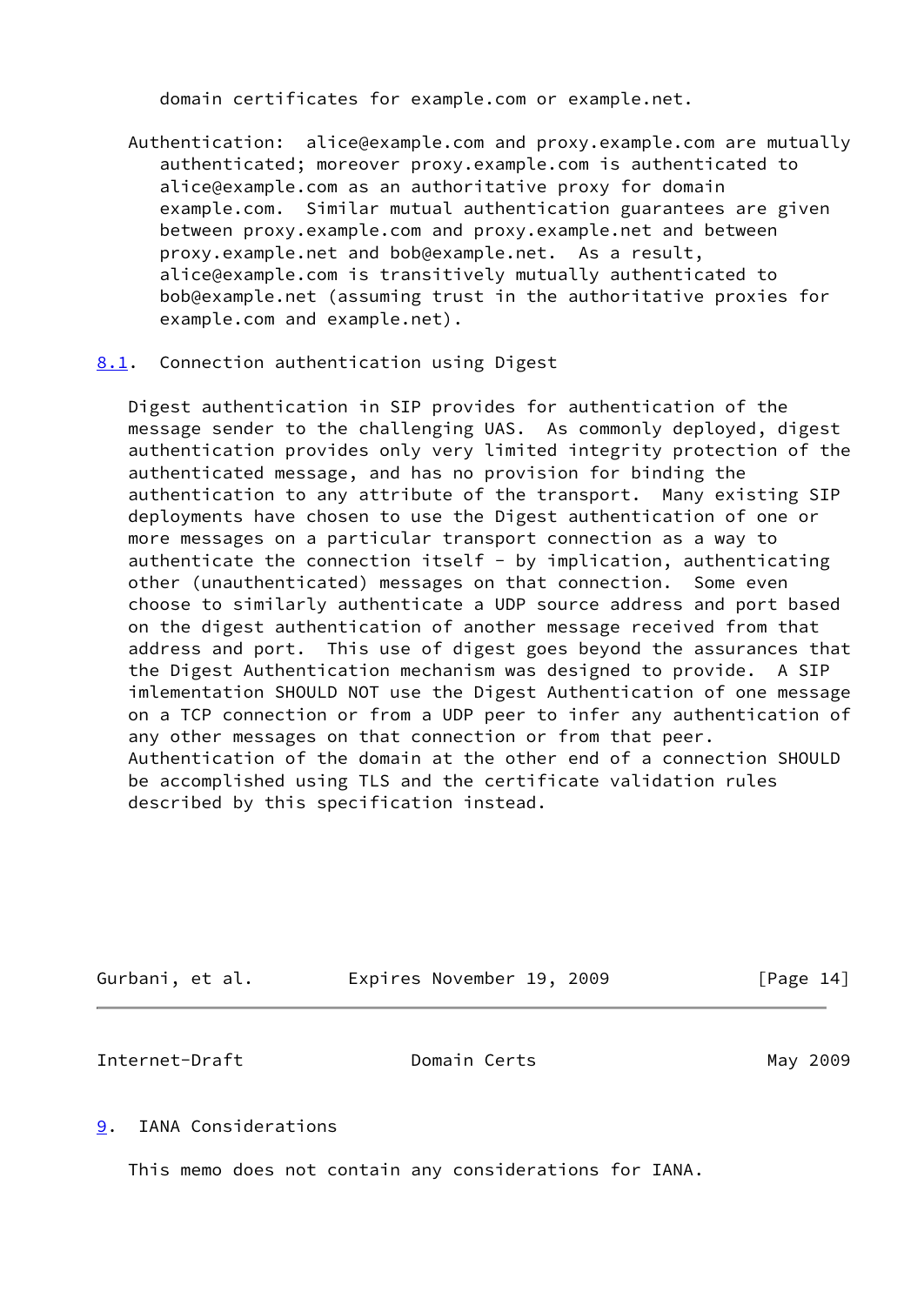domain certificates for example.com or example.net.

Authentication: alice@example.com and proxy.example.com are mutually authenticated; moreover proxy.example.com is authenticated to alice@example.com as an authoritative proxy for domain example.com. Similar mutual authentication guarantees are given between proxy.example.com and proxy.example.net and between proxy.example.net and bob@example.net. As a result, alice@example.com is transitively mutually authenticated to bob@example.net (assuming trust in the authoritative proxies for example.com and example.net).

### 8.1. Connection authentication using Digest

Digest authentication in SIP provides for authentication of the message sender to the challenging UAS. As commonly deployed, digest authentication provides only very limited integrity protection of the authenticated message, and has no provision for binding the authentication to any attribute of the transport. Many existing SIP deployments have chosen to use the Digest authentication of one or more messages on a particular transport connection as a way to authenticate the connection itself - by implication, authenticating other (unauthenticated) messages on that connection. Some even choose to similarly authenticate a UDP source address and port based on the digest authentication of another message received from that address and port. This use of digest goes beyond the assurances that the Digest Authentication mechanism was designed to provide. A SIP imlementation SHOULD NOT use the Digest Authentication of one message on a TCP connection or from a UDP peer to infer any authentication of any other messages on that connection or from that peer. Authentication of the domain at the other end of a connection SHOULD be accomplished using TLS and the certificate validation rules described by this specification instead.

## 9. IANA Considerations

This memo does not contain any considerations for IANA.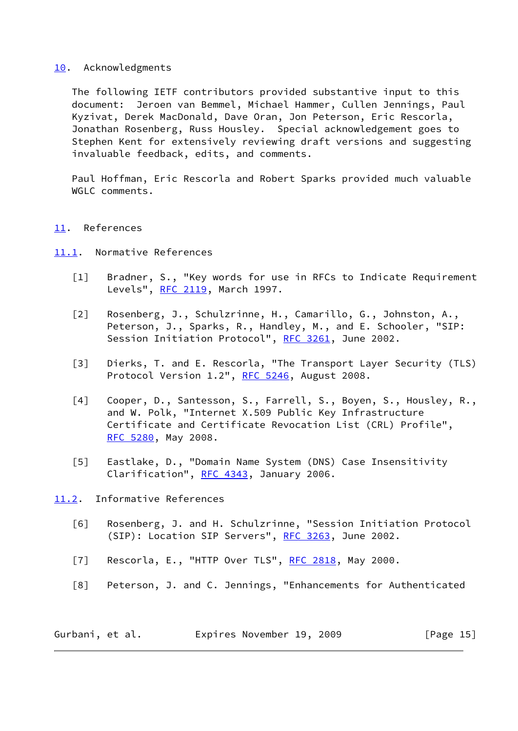## 10. Acknowledgments

The following IETF contributors provided substantive input to this document: Jeroen van Bemmel, Michael Hammer, Cullen Jennings, Paul Kyzivat, Derek MacDonald, Dave Oran, Jon Peterson, Eric Rescorla, Jonathan Rosenberg, Russ Housley. Special acknowledgement goes to Stephen Kent for extensively reviewing draft versions and suggesting invaluable feedback, edits, and comments.

Paul Hoffman, Eric Rescorla and Robert Sparks provided much valuable WGLC comments.

## 11. References

### 11.1. Normative References

[1] Bradner, S., "Key words for use in RFCs to Indicate Requirement Levels", RFC 2119, March 1997.

[2] Rosenberg, J., Schulzrinne, H., Camarillo, G., Johnston, A., Peterson, J., Sparks, R., Handley, M., and E. Schooler, "SIP: Session Initiation Protocol", RFC 3261, June 2002.

[3] Dierks, T. and E. Rescorla, "The Transport Layer Security (TLS) Protocol Version 1.2", RFC 5246, August 2008.

[4] Cooper, D., Santesson, S., Farrell, S., Boyen, S., Housley, R., and W. Polk, "Internet X.509 Public Key Infrastructure Certificate and Certificate Revocation List (CRL) Profile", RFC 5280, May 2008.

[5] Eastlake, D., "Domain Name System (DNS) Case Insensitivity Clarification", RFC 4343, January 2006.

### 11.2. Informative References

[6] Rosenberg, J. and H. Schulzrinne, "Session Initiation Protocol (SIP): Location SIP Servers", RFC 3263, June 2002.

[7] Rescorla, E., "HTTP Over TLS", RFC 2818, May 2000.

[8] Peterson, J. and C. Jennings, "Enhancements for Authenticated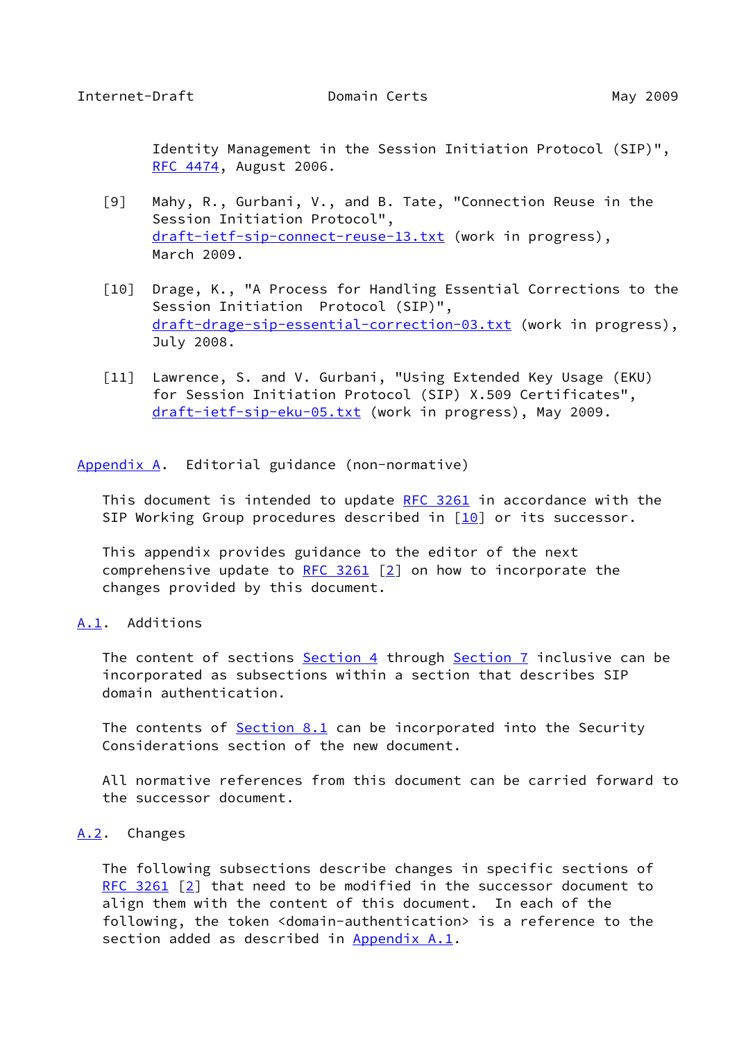Identity Management in the Session Initiation Protocol (SIP)", RFC 4474, August 2006.

[9] Mahy, R., Gurbani, V., and B. Tate, "Connection Reuse in the Session Initiation Protocol", draft-ietf-sip-connect-reuse-13.txt (work in progress), March 2009.

[10] Drage, K., "A Process for Handling Essential Corrections to the Session Initiation Protocol (SIP)", draft-drage-sip-essential-correction-03.txt (work in progress), July 2008.

[11] Lawrence, S. and V. Gurbani, "Using Extended Key Usage (EKU) for Session Initiation Protocol (SIP) X.509 Certificates", draft-ietf-sip-eku-05.txt (work in progress), May 2009.

## Appendix A. Editorial guidance (non-normative)

This document is intended to update RFC 3261 in accordance with the SIP Working Group procedures described in [10] or its successor.

This appendix provides guidance to the editor of the next comprehensive update to RFC 3261 [2] on how to incorporate the changes provided by this document.

### A.1. Additions

The content of sections Section 4 through Section 7 inclusive can be incorporated as subsections within a section that describes SIP domain authentication.

The contents of Section 8.1 can be incorporated into the Security Considerations section of the new document.

All normative references from this document can be carried forward to the successor document.

### A.2. Changes

The following subsections describe changes in specific sections of RFC 3261 [2] that need to be modified in the successor document to align them with the content of this document. In each of the following, the token <domain-authentication> is a reference to the section added as described in Appendix A.1.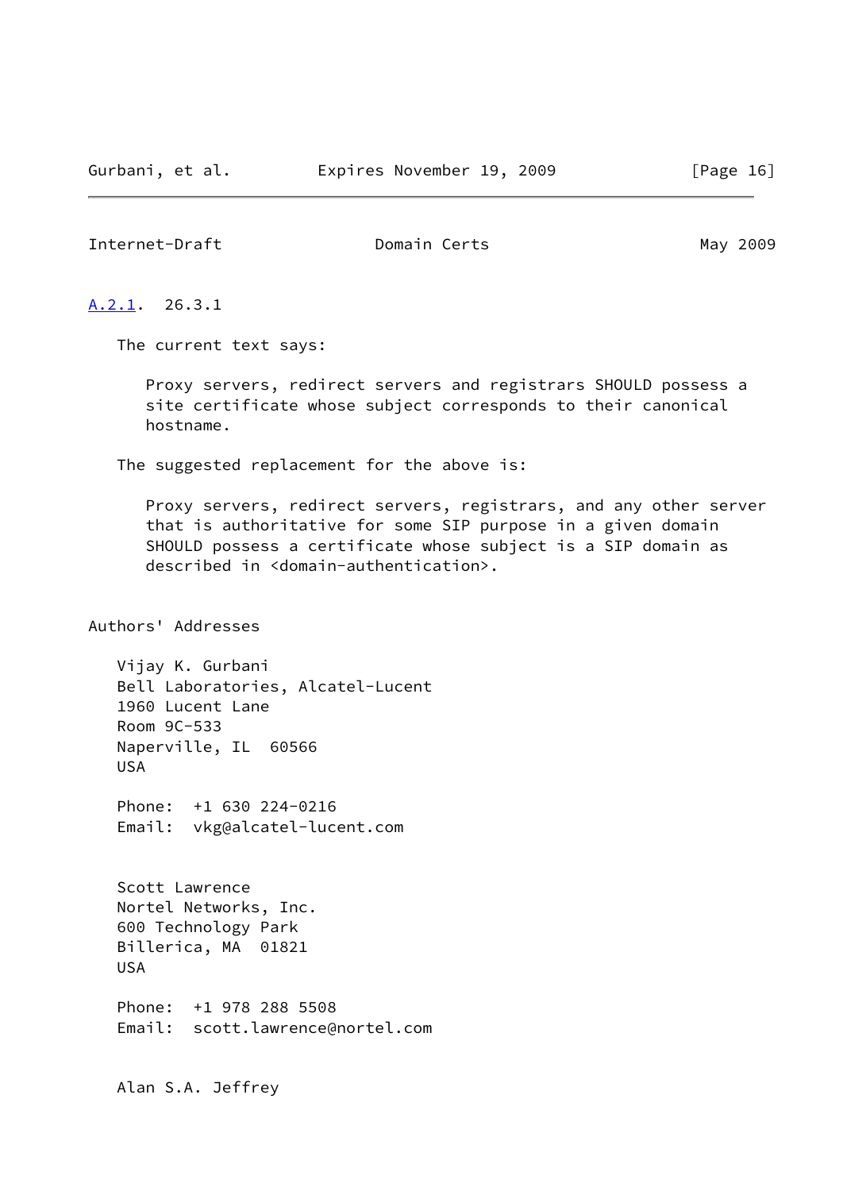### A.2.1. 26.3.1

The current text says:

> Proxy servers, redirect servers and registrars SHOULD possess a site certificate whose subject corresponds to their canonical hostname.

The suggested replacement for the above is:

> Proxy servers, redirect servers, registrars, and any other server that is authoritative for some SIP purpose in a given domain SHOULD possess a certificate whose subject is a SIP domain as described in <domain-authentication>.

## Authors' Addresses

Vijay K. Gurbani
Bell Laboratories, Alcatel-Lucent
1960 Lucent Lane
Room 9C-533
Naperville, IL 60566
USA

Phone: +1 630 224-0216
Email: vkg@alcatel-lucent.com

Scott Lawrence
Nortel Networks, Inc.
600 Technology Park
Billerica, MA 01821
USA

Phone: +1 978 288 5508
Email: scott.lawrence@nortel.com

Alan S.A. Jeffrey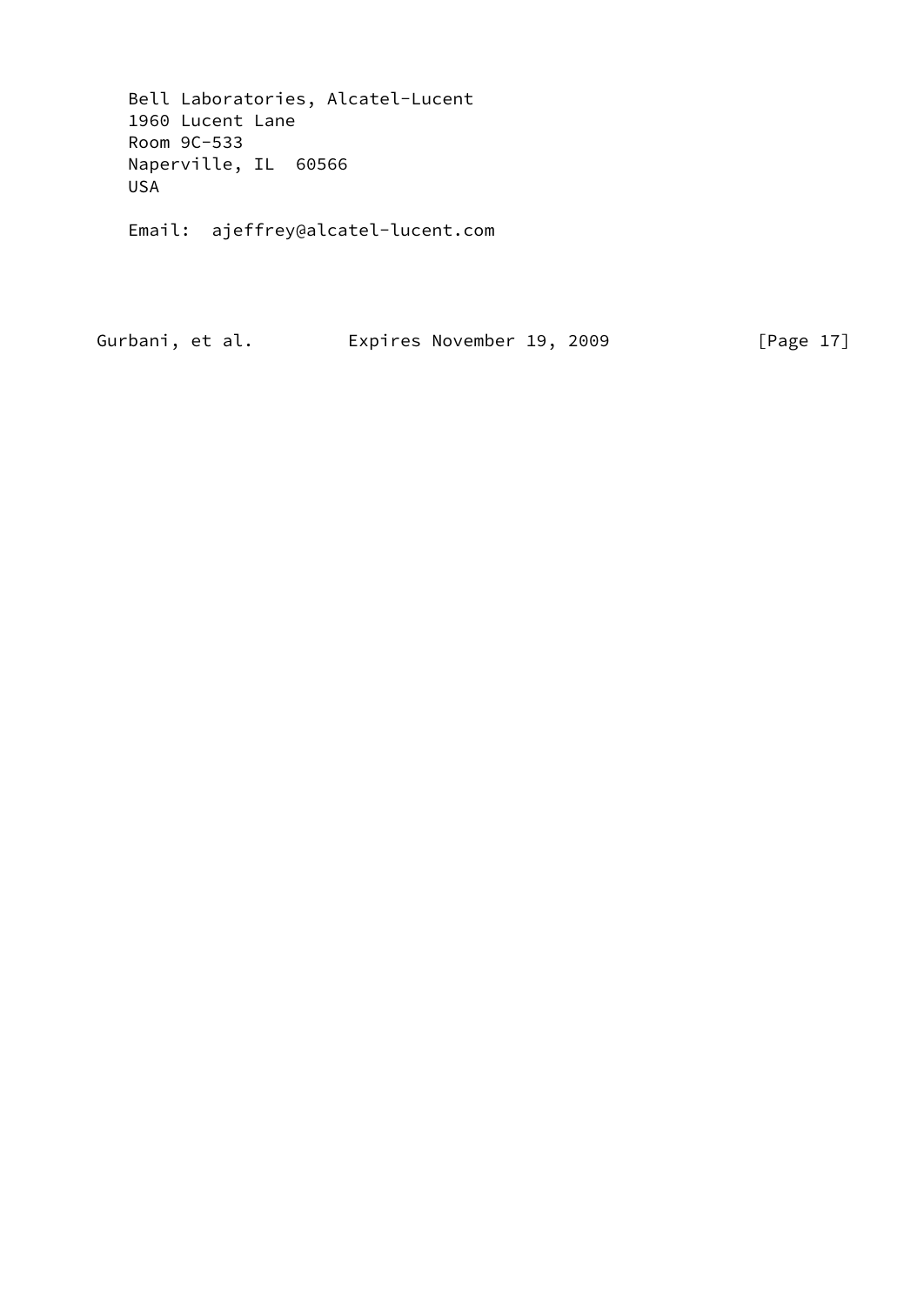Bell Laboratories, Alcatel-Lucent
1960 Lucent Lane
Room 9C-533
Naperville, IL  60566
USA

Email:  ajeffrey@alcatel-lucent.com